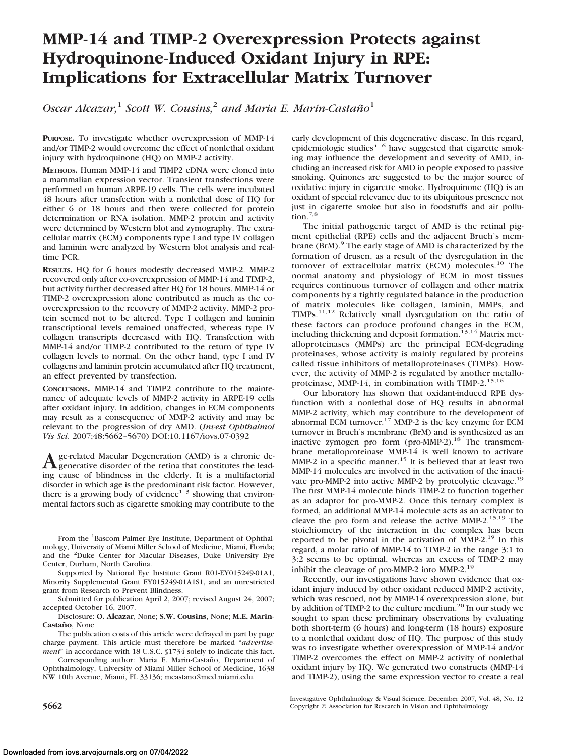# MMP-14 and TIMP-2 Overexpression Protects against Hydroquinone-Induced Oxidant Injury in RPE: Implications for Extracellular Matrix Turnover

*Oscar Alcazar,*[1] *Scott W. Cousins,*[2] *and Maria E. Marin-Castaño*[1]

**PURPOSE.** To investigate whether overexpression of MMP-14 and/or TIMP-2 would overcome the effect of nonlethal oxidant injury with hydroquinone (HQ) on MMP-2 activity.

**METHODS.** Human MMP-14 and TIMP2 cDNA were cloned into a mammalian expression vector. Transient transfections were performed on human ARPE-19 cells. The cells were incubated 48 hours after transfection with a nonlethal dose of HQ for either 6 or 18 hours and then were collected for protein determination or RNA isolation. MMP-2 protein and activity were determined by Western blot and zymography. The extracellular matrix (ECM) components type I and type IV collagen and laminin were analyzed by Western blot analysis and real-time PCR.

**RESULTS.** HQ for 6 hours modestly decreased MMP-2. MMP-2 recovered only after co-overexpression of MMP-14 and TIMP-2, but activity further decreased after HQ for 18 hours. MMP-14 or TIMP-2 overexpression alone contributed as much as the co-overexpression to the recovery of MMP-2 activity. MMP-2 protein seemed not to be altered. Type I collagen and laminin transcriptional levels remained unaffected, whereas type IV collagen transcripts decreased with HQ. Transfection with MMP-14 and/or TIMP-2 contributed to the return of type IV collagen levels to normal. On the other hand, type I and IV collagens and laminin protein accumulated after HQ treatment, an effect prevented by transfection.

**CONCLUSIONS.** MMP-14 and TIMP2 contribute to the maintenance of adequate levels of MMP-2 activity in ARPE-19 cells after oxidant injury. In addition, changes in ECM components may result as a consequence of MMP-2 activity and may be relevant to the progression of dry AMD. (*Invest Ophthalmol Vis Sci.* 2007;48:5662–5670) DOI:10.1167/iovs.07-0392

Age-related Macular Degeneration (AMD) is a chronic degenerative disorder of the retina that constitutes the leading cause of blindness in the elderly. It is a multifactorial disorder in which age is the predominant risk factor. However, there is a growing body of evidence[1–3] showing that environmental factors such as cigarette smoking may contribute to the early development of this degenerative disease. In this regard, epidemiologic studies[4–6] have suggested that cigarette smoking may influence the development and severity of AMD, including an increased risk for AMD in people exposed to passive smoking. Quinones are suggested to be the major source of oxidative injury in cigarette smoke. Hydroquinone (HQ) is an oxidant of special relevance due to its ubiquitous presence not just in cigarette smoke but also in foodstuffs and air pollution.[7,8]

The initial pathogenic target of AMD is the retinal pigment epithelial (RPE) cells and the adjacent Bruch's membrane (BrM).[9] The early stage of AMD is characterized by the formation of drusen, as a result of the dysregulation in the turnover of extracellular matrix (ECM) molecules.[10] The normal anatomy and physiology of ECM in most tissues requires continuous turnover of collagen and other matrix components by a tightly regulated balance in the production of matrix molecules like collagen, laminin, MMPs, and TIMPs.[11,12] Relatively small dysregulation on the ratio of these factors can produce profound changes in the ECM, including thickening and deposit formation.[13,14] Matrix metalloproteinases (MMPs) are the principal ECM-degrading proteinases, whose activity is mainly regulated by proteins called tissue inhibitors of metalloproteinases (TIMPs). However, the activity of MMP-2 is regulated by another metalloproteinase, MMP-14, in combination with TIMP-2.[15,16]

Our laboratory has shown that oxidant-induced RPE dysfunction with a nonlethal dose of HQ results in abnormal MMP-2 activity, which may contribute to the development of abnormal ECM turnover.[17] MMP-2 is the key enzyme for ECM turnover in Bruch's membrane (BrM) and is synthesized as an inactive zymogen pro form (pro-MMP-2).[18] The transmembrane metalloproteinase MMP-14 is well known to activate MMP-2 in a specific manner.[15] It is believed that at least two MMP-14 molecules are involved in the activation of the inactivate pro-MMP-2 into active MMP-2 by proteolytic cleavage.[19] The first MMP-14 molecule binds TIMP-2 to function together as an adaptor for pro-MMP-2. Once this ternary complex is formed, an additional MMP-14 molecule acts as an activator to cleave the pro form and release the active MMP-2.[15,19] The stoichiometry of the interaction in the complex has been reported to be pivotal in the activation of MMP-2.[19] In this regard, a molar ratio of MMP-14 to TIMP-2 in the range 3:1 to 3:2 seems to be optimal, whereas an excess of TIMP-2 may inhibit the cleavage of pro-MMP-2 into MMP-2.[19]

Recently, our investigations have shown evidence that oxidant injury induced by other oxidant reduced MMP-2 activity, which was rescued, not by MMP-14 overexpression alone, but by addition of TIMP-2 to the culture medium.[20] In our study we sought to span these preliminary observations by evaluating both short-term (6 hours) and long-term (18 hours) exposure to a nonlethal oxidant dose of HQ. The purpose of this study was to investigate whether overexpression of MMP-14 and/or TIMP-2 overcomes the effect on MMP-2 activity of nonlethal oxidant injury by HQ. We generated two constructs (MMP-14 and TIMP-2), using the same expression vector to create a real

From the [1]Bascom Palmer Eye Institute, Department of Ophthalmology, University of Miami Miller School of Medicine, Miami, Florida; and the [2]Duke Center for Macular Diseases, Duke University Eye Center, Durham, North Carolina.

Supported by National Eye Institute Grant R01-EY015249-01A1, Minority Supplemental Grant EY015249-01A1S1, and an unrestricted grant from Research to Prevent Blindness.

Submitted for publication April 2, 2007; revised August 24, 2007; accepted October 16, 2007.

Disclosure: **O. Alcazar**, None; **S.W. Cousins**, None; **M.E. Marin-Castaño**, None

The publication costs of this article were defrayed in part by page charge payment. This article must therefore be marked "*advertisement*" in accordance with 18 U.S.C. §1734 solely to indicate this fact.

Corresponding author: Maria E. Marin-Castaño, Department of Ophthalmology, University of Miami Miller School of Medicine, 1638 NW 10th Avenue, Miami, FL 33136; mcastano@med.miami.edu.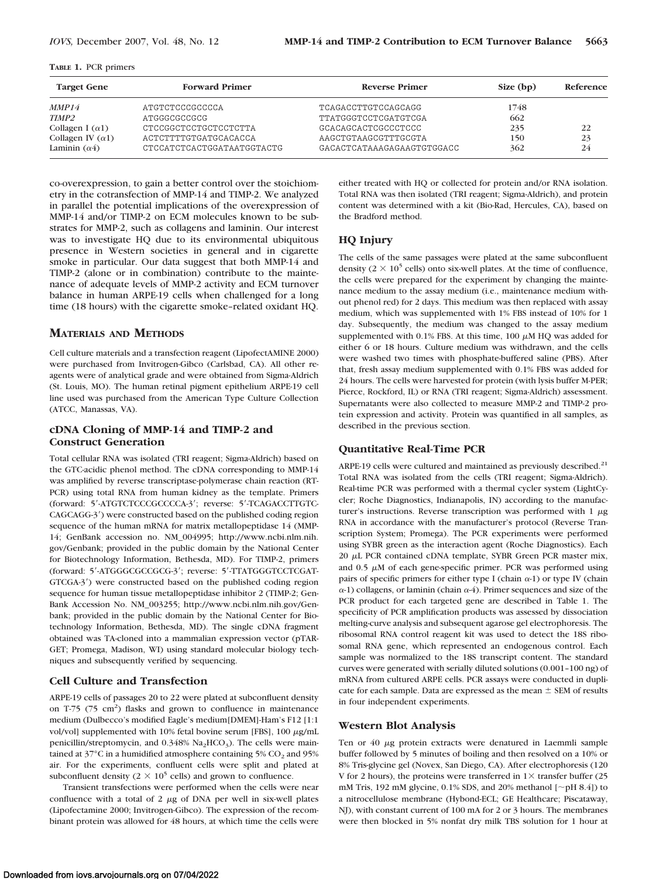**TABLE 1.** PCR primers

| Target Gene | Forward Primer | Reverse Primer | Size (bp) | Reference |
|---|---|---|---|---|
| *MMP14* | ATGTCTCCCGCCCCA | TCAGACCTTGTCCAGCAGG | 1748 | |
| *TIMP2* | ATGGGCGCCGCG | TTATGGGTCCTCGATGTCGA | 662 | |
| Collagen I ($\alpha$1) | CTCCGGCTCCTGCTCCTCTTA | GCACAGCACTCGCCCTCCC | 235 | 22 |
| Collagen IV ($\alpha$1) | ACTCTTTTGTGATGCACACCA | AAGCTGTAAGCGTTTGCGTA | 150 | 23 |
| Laminin ($\alpha$4) | CTCCATCTCACTGGATAATGGTACTG | GACACTCATAAAGAGAAGTGTGGACC | 362 | 24 |

co-overexpression, to gain a better control over the stoichiometry in the cotransfection of MMP-14 and TIMP-2. We analyzed in parallel the potential implications of the overexpression of MMP-14 and/or TIMP-2 on ECM molecules known to be substrates for MMP-2, such as collagens and laminin. Our interest was to investigate HQ due to its environmental ubiquitous presence in Western societies in general and in cigarette smoke in particular. Our data suggest that both MMP-14 and TIMP-2 (alone or in combination) contribute to the maintenance of adequate levels of MMP-2 activity and ECM turnover balance in human ARPE-19 cells when challenged for a long time (18 hours) with the cigarette smoke–related oxidant HQ.

## MATERIALS AND METHODS

Cell culture materials and a transfection reagent (LipofectAMINE 2000) were purchased from Invitrogen-Gibco (Carlsbad, CA). All other reagents were of analytical grade and were obtained from Sigma-Aldrich (St. Louis, MO). The human retinal pigment epithelium ARPE-19 cell line used was purchased from the American Type Culture Collection (ATCC, Manassas, VA).

### cDNA Cloning of MMP-14 and TIMP-2 and Construct Generation

Total cellular RNA was isolated (TRI reagent; Sigma-Aldrich) based on the GTC-acidic phenol method. The cDNA corresponding to MMP-14 was amplified by reverse transcriptase-polymerase chain reaction (RT-PCR) using total RNA from human kidney as the template. Primers (forward: 5′-ATGTCTCCCGCCCCA-3′; reverse: 5′-TCAGACCTTGTCCAGCAGG-3′) were constructed based on the published coding region sequence of the human mRNA for matrix metallopeptidase 14 (MMP-14; GenBank accession no. NM_004995; http://www.ncbi.nlm.nih.gov/Genbank; provided in the public domain by the National Center for Biotechnology Information, Bethesda, MD). For TIMP-2, primers (forward: 5′-ATGGGCGCCGCG-3′; reverse: 5′-TTATGGGTCCTCGATGTCGA-3′) were constructed based on the published coding region sequence for human tissue metallopeptidase inhibitor 2 (TIMP-2; GenBank Accession No. NM_003255; http://www.ncbi.nlm.nih.gov/Genbank; provided in the public domain by the National Center for Biotechnology Information, Bethesda, MD). The single cDNA fragment obtained was TA-cloned into a mammalian expression vector (pTARGET; Promega, Madison, WI) using standard molecular biology techniques and subsequently verified by sequencing.

### Cell Culture and Transfection

ARPE-19 cells of passages 20 to 22 were plated at subconfluent density on T-75 (75 cm$^2$) flasks and grown to confluence in maintenance medium (Dulbecco's modified Eagle's medium[DMEM]-Ham's F12 [1:1 vol/vol] supplemented with 10% fetal bovine serum [FBS], 100 $\mu$g/mL penicillin/streptomycin, and 0.348% $Na_2HCO_3$). The cells were maintained at 37°C in a humidified atmosphere containing 5% $CO_2$ and 95% air. For the experiments, confluent cells were split and plated at subconfluent density ($2 \times 10^5$ cells) and grown to confluence.

Transient transfections were performed when the cells were near confluence with a total of 2 $\mu$g of DNA per well in six-well plates (Lipofectamine 2000; Invitrogen-Gibco). The expression of the recombinant protein was allowed for 48 hours, at which time the cells were either treated with HQ or collected for protein and/or RNA isolation. Total RNA was then isolated (TRI reagent; Sigma-Aldrich), and protein content was determined with a kit (Bio-Rad, Hercules, CA), based on the Bradford method.

### HQ Injury

The cells of the same passages were plated at the same subconfluent density ($2 \times 10^5$ cells) onto six-well plates. At the time of confluence, the cells were prepared for the experiment by changing the maintenance medium to the assay medium (i.e., maintenance medium without phenol red) for 2 days. This medium was then replaced with assay medium, which was supplemented with 1% FBS instead of 10% for 1 day. Subsequently, the medium was changed to the assay medium supplemented with 0.1% FBS. At this time, 100 $\mu$M HQ was added for either 6 or 18 hours. Culture medium was withdrawn, and the cells were washed two times with phosphate-buffered saline (PBS). After that, fresh assay medium supplemented with 0.1% FBS was added for 24 hours. The cells were harvested for protein (with lysis buffer M-PER; Pierce, Rockford, IL) or RNA (TRI reagent; Sigma-Aldrich) assessment. Supernatants were also collected to measure MMP-2 and TIMP-2 protein expression and activity. Protein was quantified in all samples, as described in the previous section.

### Quantitative Real-Time PCR

ARPE-19 cells were cultured and maintained as previously described.[21] Total RNA was isolated from the cells (TRI reagent; Sigma-Aldrich). Real-time PCR was performed with a thermal cycler system (LightCycler; Roche Diagnostics, Indianapolis, IN) according to the manufacturer's instructions. Reverse transcription was performed with 1 $\mu$g RNA in accordance with the manufacturer's protocol (Reverse Transcription System; Promega). The PCR experiments were performed using SYBR green as the interaction agent (Roche Diagnostics). Each 20 $\mu$L PCR contained cDNA template, SYBR Green PCR master mix, and 0.5 $\mu$M of each gene-specific primer. PCR was performed using pairs of specific primers for either type I (chain $\alpha$-1) or type IV (chain $\alpha$-1) collagens, or laminin (chain $\alpha$-4). Primer sequences and size of the PCR product for each targeted gene are described in Table 1. The specificity of PCR amplification products was assessed by dissociation melting-curve analysis and subsequent agarose gel electrophoresis. The ribosomal RNA control reagent kit was used to detect the 18S ribosomal RNA gene, which represented an endogenous control. Each sample was normalized to the 18S transcript content. The standard curves were generated with serially diluted solutions (0.001–100 ng) of mRNA from cultured ARPE cells. PCR assays were conducted in duplicate for each sample. Data are expressed as the mean ± SEM of results in four independent experiments.

### Western Blot Analysis

Ten or 40 $\mu$g protein extracts were denatured in Laemmli sample buffer followed by 5 minutes of boiling and then resolved on a 10% or 8% Tris-glycine gel (Novex, San Diego, CA). After electrophoresis (120 V for 2 hours), the proteins were transferred in 1× transfer buffer (25 mM Tris, 192 mM glycine, 0.1% SDS, and 20% methanol [~pH 8.4]) to a nitrocellulose membrane (Hybond-ECL; GE Healthcare; Piscataway, NJ), with constant current of 100 mA for 2 or 3 hours. The membranes were then blocked in 5% nonfat dry milk TBS solution for 1 hour at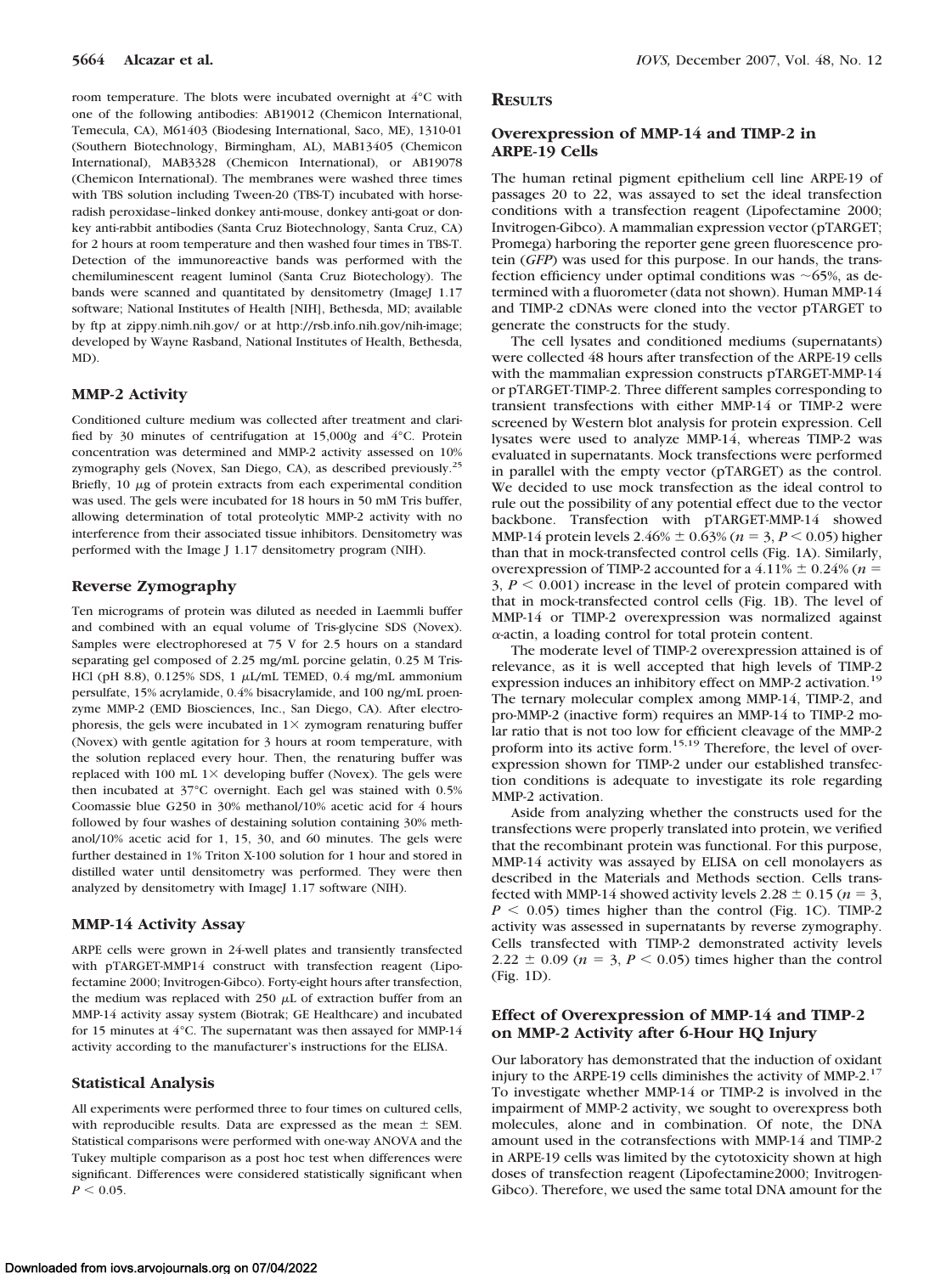room temperature. The blots were incubated overnight at 4°C with one of the following antibodies: AB19012 (Chemicon International, Temecula, CA), M61403 (Biodesing International, Saco, ME), 1310-01 (Southern Biotechnology, Birmingham, AL), MAB13405 (Chemicon International), MAB3328 (Chemicon International), or AB19078 (Chemicon International). The membranes were washed three times with TBS solution including Tween-20 (TBS-T) incubated with horseradish peroxidase–linked donkey anti-mouse, donkey anti-goat or donkey anti-rabbit antibodies (Santa Cruz Biotechnology, Santa Cruz, CA) for 2 hours at room temperature and then washed four times in TBS-T. Detection of the immunoreactive bands was performed with the chemiluminescent reagent luminol (Santa Cruz Biotechology). The bands were scanned and quantitated by densitometry (ImageJ 1.17 software; National Institutes of Health [NIH], Bethesda, MD; available by ftp at zippy.nimh.nih.gov/ or at http://rsb.info.nih.gov/nih-image; developed by Wayne Rasband, National Institutes of Health, Bethesda, MD).

### MMP-2 Activity

Conditioned culture medium was collected after treatment and clarified by 30 minutes of centrifugation at 15,000*g* and 4°C. Protein concentration was determined and MMP-2 activity assessed on 10% zymography gels (Novex, San Diego, CA), as described previously.[25] Briefly, 10 $\mu$g of protein extracts from each experimental condition was used. The gels were incubated for 18 hours in 50 mM Tris buffer, allowing determination of total proteolytic MMP-2 activity with no interference from their associated tissue inhibitors. Densitometry was performed with the Image J 1.17 densitometry program (NIH).

### Reverse Zymography

Ten micrograms of protein was diluted as needed in Laemmli buffer and combined with an equal volume of Tris-glycine SDS (Novex). Samples were electrophoresed at 75 V for 2.5 hours on a standard separating gel composed of 2.25 mg/mL porcine gelatin, 0.25 M Tris-HCl (pH 8.8), 0.125% SDS, 1 $\mu$L/mL TEMED, 0.4 mg/mL ammonium persulfate, 15% acrylamide, 0.4% bisacrylamide, and 100 ng/mL proenzyme MMP-2 (EMD Biosciences, Inc., San Diego, CA). After electrophoresis, the gels were incubated in 1× zymogram renaturing buffer (Novex) with gentle agitation for 3 hours at room temperature, with the solution replaced every hour. Then, the renaturing buffer was replaced with 100 mL 1× developing buffer (Novex). The gels were then incubated at 37°C overnight. Each gel was stained with 0.5% Coomassie blue G250 in 30% methanol/10% acetic acid for 4 hours followed by four washes of destaining solution containing 30% methanol/10% acetic acid for 1, 15, 30, and 60 minutes. The gels were further destained in 1% Triton X-100 solution for 1 hour and stored in distilled water until densitometry was performed. They were then analyzed by densitometry with ImageJ 1.17 software (NIH).

### MMP-14 Activity Assay

ARPE cells were grown in 24-well plates and transiently transfected with pTARGET-MMP14 construct with transfection reagent (Lipofectamine 2000; Invitrogen-Gibco). Forty-eight hours after transfection, the medium was replaced with 250 $\mu$L of extraction buffer from an MMP-14 activity assay system (Biotrak; GE Healthcare) and incubated for 15 minutes at 4°C. The supernatant was then assayed for MMP-14 activity according to the manufacturer's instructions for the ELISA.

### Statistical Analysis

All experiments were performed three to four times on cultured cells, with reproducible results. Data are expressed as the mean ± SEM. Statistical comparisons were performed with one-way ANOVA and the Tukey multiple comparison as a post hoc test when differences were significant. Differences were considered statistically significant when $P < 0.05$.

## Results

### Overexpression of MMP-14 and TIMP-2 in ARPE-19 Cells

The human retinal pigment epithelium cell line ARPE-19 of passages 20 to 22, was assayed to set the ideal transfection conditions with a transfection reagent (Lipofectamine 2000; Invitrogen-Gibco). A mammalian expression vector (pTARGET; Promega) harboring the reporter gene green fluorescence protein (*GFP*) was used for this purpose. In our hands, the transfection efficiency under optimal conditions was ~65%, as determined with a fluorometer (data not shown). Human MMP-14 and TIMP-2 cDNAs were cloned into the vector pTARGET to generate the constructs for the study.

The cell lysates and conditioned mediums (supernatants) were collected 48 hours after transfection of the ARPE-19 cells with the mammalian expression constructs pTARGET-MMP-14 or pTARGET-TIMP-2. Three different samples corresponding to transient transfections with either MMP-14 or TIMP-2 were screened by Western blot analysis for protein expression. Cell lysates were used to analyze MMP-14, whereas TIMP-2 was evaluated in supernatants. Mock transfections were performed in parallel with the empty vector (pTARGET) as the control. We decided to use mock transfection as the ideal control to rule out the possibility of any potential effect due to the vector backbone. Transfection with pTARGET-MMP-14 showed MMP-14 protein levels 2.46% ± 0.63% ($n = 3$, $P < 0.05$) higher than that in mock-transfected control cells (Fig. 1A). Similarly, overexpression of TIMP-2 accounted for a 4.11% ± 0.24% ($n = 3$, $P < 0.001$) increase in the level of protein compared with that in mock-transfected control cells (Fig. 1B). The level of MMP-14 or TIMP-2 overexpression was normalized against $\alpha$-actin, a loading control for total protein content.

The moderate level of TIMP-2 overexpression attained is of relevance, as it is well accepted that high levels of TIMP-2 expression induces an inhibitory effect on MMP-2 activation.[19] The ternary molecular complex among MMP-14, TIMP-2, and pro-MMP-2 (inactive form) requires an MMP-14 to TIMP-2 molar ratio that is not too low for efficient cleavage of the MMP-2 proform into its active form.[15,19] Therefore, the level of overexpression shown for TIMP-2 under our established transfection conditions is adequate to investigate its role regarding MMP-2 activation.

Aside from analyzing whether the constructs used for the transfections were properly translated into protein, we verified that the recombinant protein was functional. For this purpose, MMP-14 activity was assayed by ELISA on cell monolayers as described in the Materials and Methods section. Cells transfected with MMP-14 showed activity levels 2.28 ± 0.15 ($n = 3$, $P < 0.05$) times higher than the control (Fig. 1C). TIMP-2 activity was assessed in supernatants by reverse zymography. Cells transfected with TIMP-2 demonstrated activity levels 2.22 ± 0.09 ($n = 3$, $P < 0.05$) times higher than the control (Fig. 1D).

### Effect of Overexpression of MMP-14 and TIMP-2 on MMP-2 Activity after 6-Hour HQ Injury

Our laboratory has demonstrated that the induction of oxidant injury to the ARPE-19 cells diminishes the activity of MMP-2.[17] To investigate whether MMP-14 or TIMP-2 is involved in the impairment of MMP-2 activity, we sought to overexpress both molecules, alone and in combination. Of note, the DNA amount used in the cotransfections with MMP-14 and TIMP-2 in ARPE-19 cells was limited by the cytotoxicity shown at high doses of transfection reagent (Lipofectamine2000; Invitrogen-Gibco). Therefore, we used the same total DNA amount for the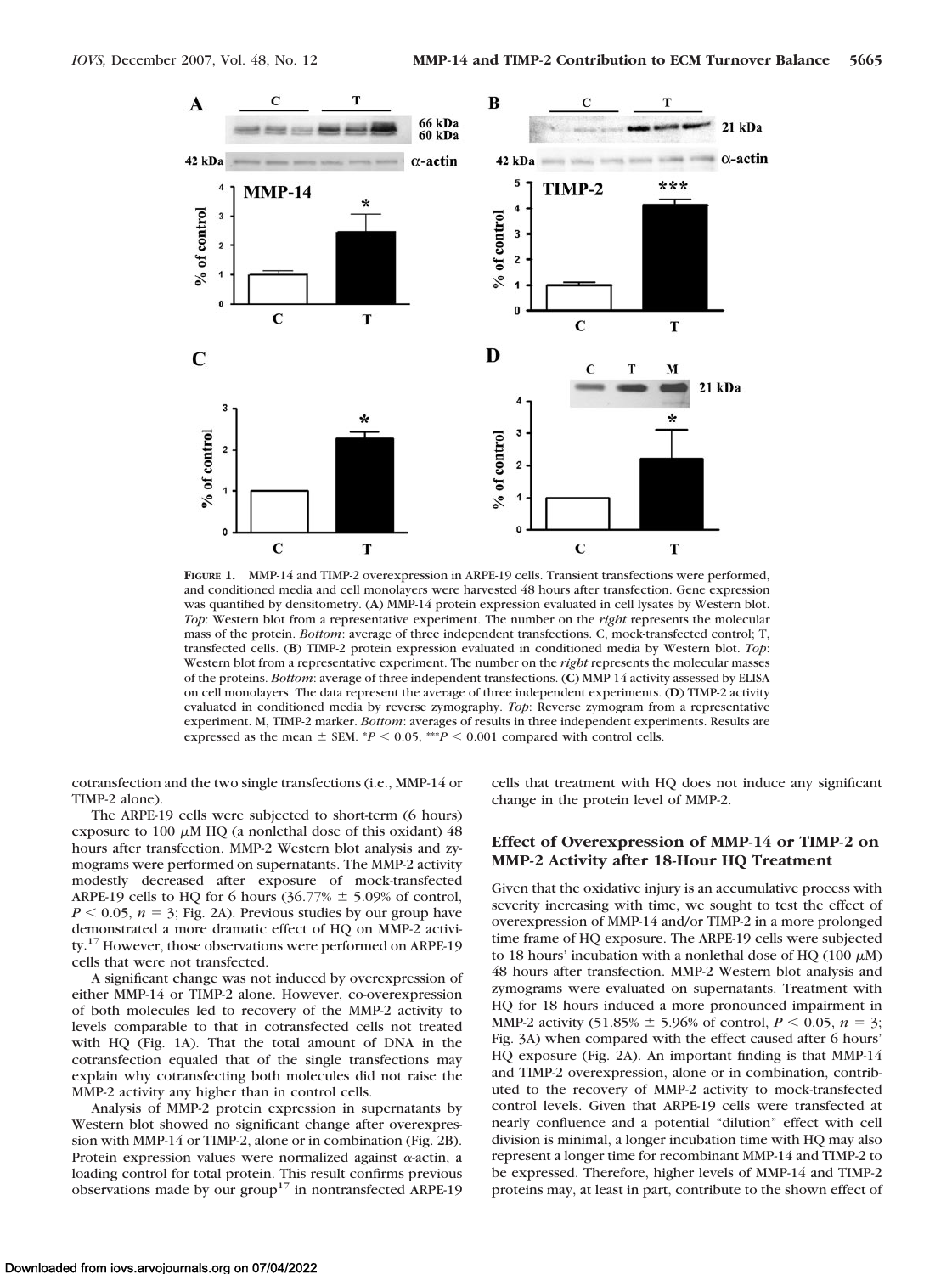**Figure 1.** MMP-14 and TIMP-2 overexpression in ARPE-19 cells. Transient transfections were performed, and conditioned media and cell monolayers were harvested 48 hours after transfection. Gene expression was quantified by densitometry. (**A**) MMP-14 protein expression evaluated in cell lysates by Western blot. *Top*: Western blot from a representative experiment. The number on the *right* represents the molecular mass of the protein. *Bottom*: average of three independent transfections. C, mock-transfected control; T, transfected cells. (**B**) TIMP-2 protein expression evaluated in conditioned media by Western blot. *Top*: Western blot from a representative experiment. The number on the *right* represents the molecular masses of the proteins. *Bottom*: average of three independent transfections. (**C**) MMP-14 activity assessed by ELISA on cell monolayers. The data represent the average of three independent experiments. (**D**) TIMP-2 activity evaluated in conditioned media by reverse zymography. *Top*: Reverse zymogram from a representative experiment. M, TIMP-2 marker. *Bottom*: averages of results in three independent experiments. Results are expressed as the mean ± SEM. *$P < 0.05$, ***$P < 0.001$ compared with control cells.

cotransfection and the two single transfections (i.e., MMP-14 or TIMP-2 alone).

The ARPE-19 cells were subjected to short-term (6 hours) exposure to 100 μM HQ (a nonlethal dose of this oxidant) 48 hours after transfection. MMP-2 Western blot analysis and zymograms were performed on supernatants. The MMP-2 activity modestly decreased after exposure of mock-transfected ARPE-19 cells to HQ for 6 hours (36.77% ± 5.09% of control, $P < 0.05$, $n = 3$; Fig. 2A). Previous studies by our group have demonstrated a more dramatic effect of HQ on MMP-2 activity.[17] However, those observations were performed on ARPE-19 cells that were not transfected.

A significant change was not induced by overexpression of either MMP-14 or TIMP-2 alone. However, co-overexpression of both molecules led to recovery of the MMP-2 activity to levels comparable to that in cotransfected cells not treated with HQ (Fig. 1A). That the total amount of DNA in the cotransfection equaled that of the single transfections may explain why cotransfecting both molecules did not raise the MMP-2 activity any higher than in control cells.

Analysis of MMP-2 protein expression in supernatants by Western blot showed no significant change after overexpression with MMP-14 or TIMP-2, alone or in combination (Fig. 2B). Protein expression values were normalized against α-actin, a loading control for total protein. This result confirms previous observations made by our group[17] in nontransfected ARPE-19 cells that treatment with HQ does not induce any significant change in the protein level of MMP-2.

## Effect of Overexpression of MMP-14 or TIMP-2 on MMP-2 Activity after 18-Hour HQ Treatment

Given that the oxidative injury is an accumulative process with severity increasing with time, we sought to test the effect of overexpression of MMP-14 and/or TIMP-2 in a more prolonged time frame of HQ exposure. The ARPE-19 cells were subjected to 18 hours' incubation with a nonlethal dose of HQ (100 μM) 48 hours after transfection. MMP-2 Western blot analysis and zymograms were evaluated on supernatants. Treatment with HQ for 18 hours induced a more pronounced impairment in MMP-2 activity (51.85% ± 5.96% of control, $P < 0.05$, $n = 3$; Fig. 3A) when compared with the effect caused after 6 hours' HQ exposure (Fig. 2A). An important finding is that MMP-14 and TIMP-2 overexpression, alone or in combination, contributed to the recovery of MMP-2 activity to mock-transfected control levels. Given that ARPE-19 cells were transfected at nearly confluence and a potential "dilution" effect with cell division is minimal, a longer incubation time with HQ may also represent a longer time for recombinant MMP-14 and TIMP-2 to be expressed. Therefore, higher levels of MMP-14 and TIMP-2 proteins may, at least in part, contribute to the shown effect of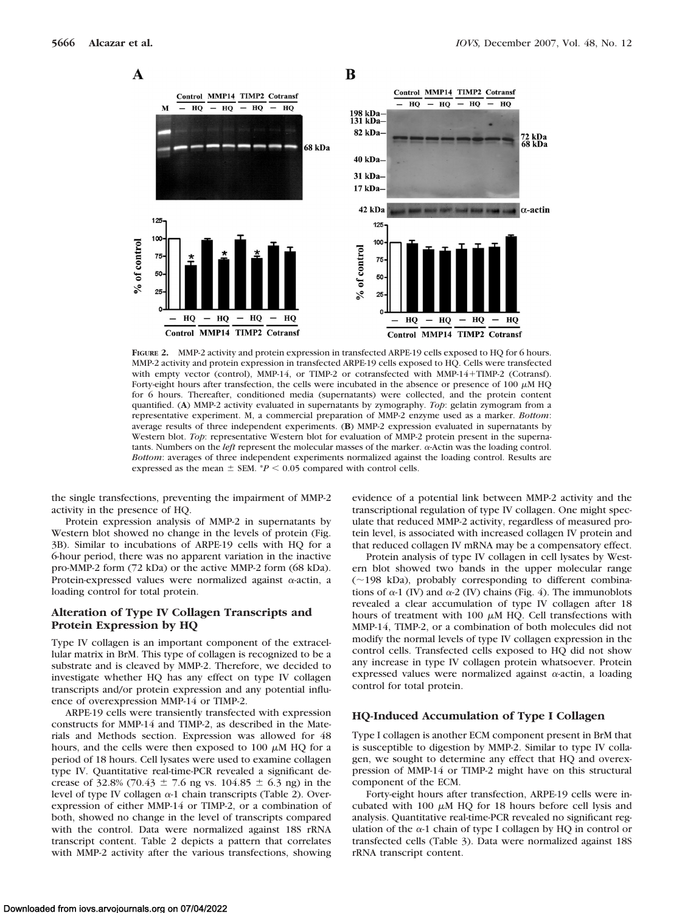**Figure 2.** MMP-2 activity and protein expression in transfected ARPE-19 cells exposed to HQ for 6 hours. MMP-2 activity and protein expression in transfected ARPE-19 cells exposed to HQ. Cells were transfected with empty vector (control), MMP-14, or TIMP-2 or cotransfected with MMP-14+TIMP-2 (Cotransf). Forty-eight hours after transfection, the cells were incubated in the absence or presence of 100 μM HQ for 6 hours. Thereafter, conditioned media (supernatants) were collected, and the protein content quantified. (**A**) MMP-2 activity evaluated in supernatants by zymography. *Top*: gelatin zymogram from a representative experiment. M, a commercial preparation of MMP-2 enzyme used as a marker. *Bottom*: average results of three independent experiments. (**B**) MMP-2 expression evaluated in supernatants by Western blot. *Top*: representative Western blot for evaluation of MMP-2 protein present in the supernatants. Numbers on the *left* represent the molecular masses of the marker. α-Actin was the loading control. *Bottom*: averages of three independent experiments normalized against the loading control. Results are expressed as the mean ± SEM. *$P < 0.05$ compared with control cells.

the single transfections, preventing the impairment of MMP-2 activity in the presence of HQ.

Protein expression analysis of MMP-2 in supernatants by Western blot showed no change in the levels of protein (Fig. 3B). Similar to incubations of ARPE-19 cells with HQ for a 6-hour period, there was no apparent variation in the inactive pro-MMP-2 form (72 kDa) or the active MMP-2 form (68 kDa). Protein-expressed values were normalized against α-actin, a loading control for total protein.

### Alteration of Type IV Collagen Transcripts and Protein Expression by HQ

Type IV collagen is an important component of the extracellular matrix in BrM. This type of collagen is recognized to be a substrate and is cleaved by MMP-2. Therefore, we decided to investigate whether HQ has any effect on type IV collagen transcripts and/or protein expression and any potential influence of overexpression MMP-14 or TIMP-2.

ARPE-19 cells were transiently transfected with expression constructs for MMP-14 and TIMP-2, as described in the Materials and Methods section. Expression was allowed for 48 hours, and the cells were then exposed to 100 μM HQ for a period of 18 hours. Cell lysates were used to examine collagen type IV. Quantitative real-time-PCR revealed a significant decrease of 32.8% (70.43 ± 7.6 ng vs. 104.85 ± 6.3 ng) in the level of type IV collagen α-1 chain transcripts (Table 2). Overexpression of either MMP-14 or TIMP-2, or a combination of both, showed no change in the level of transcripts compared with the control. Data were normalized against 18S rRNA transcript content. Table 2 depicts a pattern that correlates with MMP-2 activity after the various transfections, showing evidence of a potential link between MMP-2 activity and the transcriptional regulation of type IV collagen. One might speculate that reduced MMP-2 activity, regardless of measured protein level, is associated with increased collagen IV protein and that reduced collagen IV mRNA may be a compensatory effect.

Protein analysis of type IV collagen in cell lysates by Western blot showed two bands in the upper molecular range (~198 kDa), probably corresponding to different combinations of α-1 (IV) and α-2 (IV) chains (Fig. 4). The immunoblots revealed a clear accumulation of type IV collagen after 18 hours of treatment with 100 μM HQ. Cell transfections with MMP-14, TIMP-2, or a combination of both molecules did not modify the normal levels of type IV collagen expression in the control cells. Transfected cells exposed to HQ did not show any increase in type IV collagen protein whatsoever. Protein expressed values were normalized against α-actin, a loading control for total protein.

### HQ-Induced Accumulation of Type I Collagen

Type I collagen is another ECM component present in BrM that is susceptible to digestion by MMP-2. Similar to type IV collagen, we sought to determine any effect that HQ and overexpression of MMP-14 or TIMP-2 might have on this structural component of the ECM.

Forty-eight hours after transfection, ARPE-19 cells were incubated with 100 μM HQ for 18 hours before cell lysis and analysis. Quantitative real-time-PCR revealed no significant regulation of the α-1 chain of type I collagen by HQ in control or transfected cells (Table 3). Data were normalized against 18S rRNA transcript content.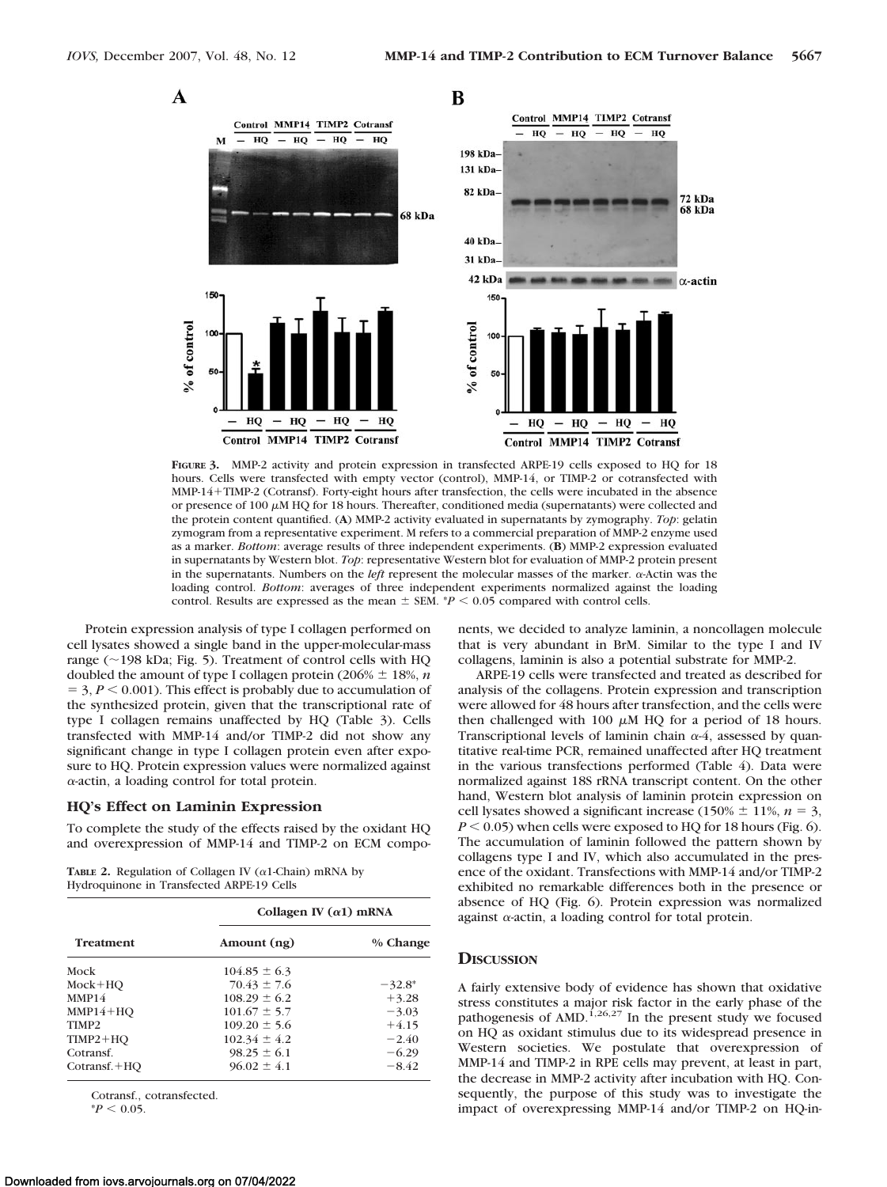**Figure 3.** MMP-2 activity and protein expression in transfected ARPE-19 cells exposed to HQ for 18 hours. Cells were transfected with empty vector (control), MMP-14, or TIMP-2 or cotransfected with MMP-14+TIMP-2 (Cotransf). Forty-eight hours after transfection, the cells were incubated in the absence or presence of 100 μM HQ for 18 hours. Thereafter, conditioned media (supernatants) were collected and the protein content quantified. (**A**) MMP-2 activity evaluated in supernatants by zymography. *Top*: gelatin zymogram from a representative experiment. M refers to a commercial preparation of MMP-2 enzyme used as a marker. *Bottom*: average results of three independent experiments. (**B**) MMP-2 expression evaluated in supernatants by Western blot. *Top*: representative Western blot for evaluation of MMP-2 protein present in the supernatants. Numbers on the *left* represent the molecular masses of the marker. α-Actin was the loading control. *Bottom*: averages of three independent experiments normalized against the loading control. Results are expressed as the mean ± SEM. $^*P < 0.05$ compared with control cells.

Protein expression analysis of type I collagen performed on cell lysates showed a single band in the upper-molecular-mass range (~198 kDa; Fig. 5). Treatment of control cells with HQ doubled the amount of type I collagen protein (206% ± 18%, $n = 3$, $P < 0.001$). This effect is probably due to accumulation of the synthesized protein, given that the transcriptional rate of type I collagen remains unaffected by HQ (Table 3). Cells transfected with MMP-14 and/or TIMP-2 did not show any significant change in type I collagen protein even after exposure to HQ. Protein expression values were normalized against α-actin, a loading control for total protein.

### HQ's Effect on Laminin Expression

To complete the study of the effects raised by the oxidant HQ and overexpression of MMP-14 and TIMP-2 on ECM components, we decided to analyze laminin, a noncollagen molecule that is very abundant in BrM. Similar to the type I and IV collagens, laminin is also a potential substrate for MMP-2.

**Table 2.** Regulation of Collagen IV (α1-Chain) mRNA by Hydroquinone in Transfected ARPE-19 Cells

| Treatment | Collagen IV (α1) mRNA | |
|---|---|---|
| | Amount (ng) | % Change |
| Mock | 104.85 ± 6.3 | |
| Mock+HQ | 70.43 ± 7.6 | −32.8* |
| MMP14 | 108.29 ± 6.2 | +3.28 |
| MMP14+HQ | 101.67 ± 5.7 | −3.03 |
| TIMP2 | 109.20 ± 5.6 | +4.15 |
| TIMP2+HQ | 102.34 ± 4.2 | −2.40 |
| Cotransf. | 98.25 ± 6.1 | −6.29 |
| Cotransf.+HQ | 96.02 ± 4.1 | −8.42 |

Cotransf., cotransfected.
$^*P < 0.05$.

ARPE-19 cells were transfected and treated as described for analysis of the collagens. Protein expression and transcription were allowed for 48 hours after transfection, and the cells were then challenged with 100 μM HQ for a period of 18 hours. Transcriptional levels of laminin chain α-4, assessed by quantitative real-time PCR, remained unaffected after HQ treatment in the various transfections performed (Table 4). Data were normalized against 18S rRNA transcript content. On the other hand, Western blot analysis of laminin protein expression on cell lysates showed a significant increase (150% ± 11%, $n = 3$, $P < 0.05$) when cells were exposed to HQ for 18 hours (Fig. 6). The accumulation of laminin followed the pattern shown by collagens type I and IV, which also accumulated in the presence of the oxidant. Transfections with MMP-14 and/or TIMP-2 exhibited no remarkable differences both in the presence or absence of HQ (Fig. 6). Protein expression was normalized against α-actin, a loading control for total protein.

## Discussion

A fairly extensive body of evidence has shown that oxidative stress constitutes a major risk factor in the early phase of the pathogenesis of AMD.[1,26,27] In the present study we focused on HQ as oxidant stimulus due to its widespread presence in Western societies. We postulate that overexpression of MMP-14 and TIMP-2 in RPE cells may prevent, at least in part, the decrease in MMP-2 activity after incubation with HQ. Consequently, the purpose of this study was to investigate the impact of overexpressing MMP-14 and/or TIMP-2 on HQ-in-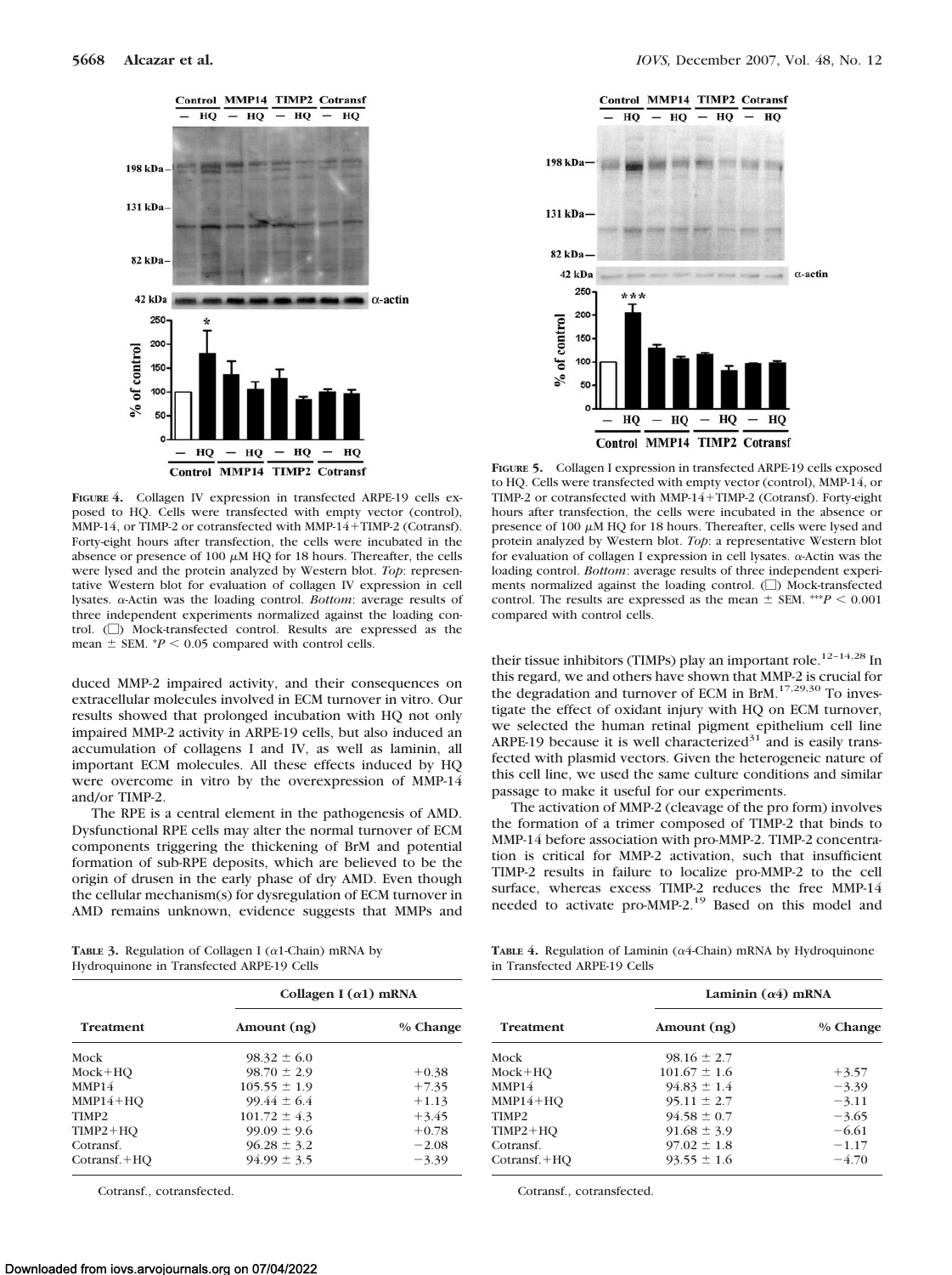**Figure 4.** Collagen IV expression in transfected ARPE-19 cells exposed to HQ. Cells were transfected with empty vector (control), MMP-14, or TIMP-2 or cotransfected with MMP-14+TIMP-2 (Cotransf). Forty-eight hours after transfection, the cells were incubated in the absence or presence of 100 μM HQ for 18 hours. Thereafter, the cells were lysed and the protein analyzed by Western blot. *Top*: representative Western blot for evaluation of collagen IV expression in cell lysates. α-Actin was the loading control. *Bottom*: average results of three independent experiments normalized against the loading control. (□) Mock-transfected control. Results are expressed as the mean ± SEM. $^*P < 0.05$ compared with control cells.

**Figure 5.** Collagen I expression in transfected ARPE-19 cells exposed to HQ. Cells were transfected with empty vector (control), MMP-14, or TIMP-2 or cotransfected with MMP-14+TIMP-2 (Cotransf). Forty-eight hours after transfection, the cells were incubated in the absence or presence of 100 μM HQ for 18 hours. Thereafter, cells were lysed and protein analyzed by Western blot. *Top*: a representative Western blot for evaluation of collagen I expression in cell lysates. α-Actin was the loading control. *Bottom*: average results of three independent experiments normalized against the loading control. (□) Mock-transfected control. The results are expressed as the mean ± SEM. $^{***}P < 0.001$ compared with control cells.

duced MMP-2 impaired activity, and their consequences on extracellular molecules involved in ECM turnover in vitro. Our results showed that prolonged incubation with HQ not only impaired MMP-2 activity in ARPE-19 cells, but also induced an accumulation of collagens I and IV, as well as laminin, all important ECM molecules. All these effects induced by HQ were overcome in vitro by the overexpression of MMP-14 and/or TIMP-2.

The RPE is a central element in the pathogenesis of AMD. Dysfunctional RPE cells may alter the normal turnover of ECM components triggering the thickening of BrM and potential formation of sub-RPE deposits, which are believed to be the origin of drusen in the early phase of dry AMD. Even though the cellular mechanism(s) for dysregulation of ECM turnover in AMD remains unknown, evidence suggests that MMPs and their tissue inhibitors (TIMPs) play an important role.[12–14,28] In this regard, we and others have shown that MMP-2 is crucial for the degradation and turnover of ECM in BrM.[17,29,30] To investigate the effect of oxidant injury with HQ on ECM turnover, we selected the human retinal pigment epithelium cell line ARPE-19 because it is well characterized[31] and is easily transfected with plasmid vectors. Given the heterogeneic nature of this cell line, we used the same culture conditions and similar passage to make it useful for our experiments.

The activation of MMP-2 (cleavage of the pro form) involves the formation of a trimer composed of TIMP-2 that binds to MMP-14 before association with pro-MMP-2. TIMP-2 concentration is critical for MMP-2 activation, such that insufficient TIMP-2 results in failure to localize pro-MMP-2 to the cell surface, whereas excess TIMP-2 reduces the free MMP-14 needed to activate pro-MMP-2.[19] Based on this model and

**Table 3.** Regulation of Collagen I (α1-Chain) mRNA by Hydroquinone in Transfected ARPE-19 Cells

| Treatment | Collagen I (α1) mRNA | |
|---|---|---|
| | Amount (ng) | % Change |
| Mock | 98.32 ± 6.0 | |
| Mock+HQ | 98.70 ± 2.9 | +0.38 |
| MMP14 | 105.55 ± 1.9 | +7.35 |
| MMP14+HQ | 99.44 ± 6.4 | +1.13 |
| TIMP2 | 101.72 ± 4.3 | +3.45 |
| TIMP2+HQ | 99.09 ± 9.6 | +0.78 |
| Cotransf. | 96.28 ± 3.2 | −2.08 |
| Cotransf.+HQ | 94.99 ± 3.5 | −3.39 |

Cotransf., cotransfected.

**Table 4.** Regulation of Laminin (α4-Chain) mRNA by Hydroquinone in Transfected ARPE-19 Cells

| Treatment | Laminin (α4) mRNA | |
|---|---|---|
| | Amount (ng) | % Change |
| Mock | 98.16 ± 2.7 | |
| Mock+HQ | 101.67 ± 1.6 | +3.57 |
| MMP14 | 94.83 ± 1.4 | −3.39 |
| MMP14+HQ | 95.11 ± 2.7 | −3.11 |
| TIMP2 | 94.58 ± 0.7 | −3.65 |
| TIMP2+HQ | 91.68 ± 3.9 | −6.61 |
| Cotransf. | 97.02 ± 1.8 | −1.17 |
| Cotransf.+HQ | 93.55 ± 1.6 | −4.70 |

Cotransf., cotransfected.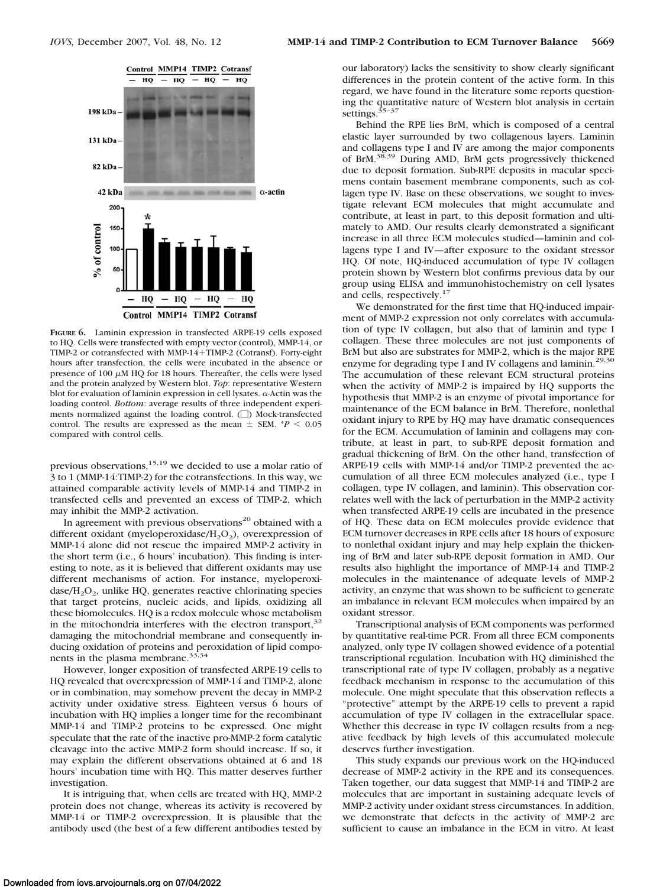**Figure 6.** Laminin expression in transfected ARPE-19 cells exposed to HQ. Cells were transfected with empty vector (control), MMP-14, or TIMP-2 or cotransfected with MMP-14+TIMP-2 (Cotransf). Forty-eight hours after transfection, the cells were incubated in the absence or presence of 100 $\mu$M HQ for 18 hours. Thereafter, the cells were lysed and the protein analyzed by Western blot. *Top*: representative Western blot for evaluation of laminin expression in cell lysates. $\alpha$-Actin was the loading control. *Bottom*: average results of three independent experiments normalized against the loading control. (□) Mock-transfected control. The results are expressed as the mean ± SEM. *$P < 0.05$ compared with control cells.

previous observations,[15,19] we decided to use a molar ratio of 3 to 1 (MMP-14:TIMP-2) for the cotransfections. In this way, we attained comparable activity levels of MMP-14 and TIMP-2 in transfected cells and prevented an excess of TIMP-2, which may inhibit the MMP-2 activation.

In agreement with previous observations[20] obtained with a different oxidant (myeloperoxidase/$H_2O_2$), overexpression of MMP-14 alone did not rescue the impaired MMP-2 activity in the short term (i.e., 6 hours' incubation). This finding is interesting to note, as it is believed that different oxidants may use different mechanisms of action. For instance, myeloperoxidase/$H_2O_2$, unlike HQ, generates reactive chlorinating species that target proteins, nucleic acids, and lipids, oxidizing all these biomolecules. HQ is a redox molecule whose metabolism in the mitochondria interferes with the electron transport,[32] damaging the mitochondrial membrane and consequently inducing oxidation of proteins and peroxidation of lipid components in the plasma membrane.[33,34]

However, longer exposition of transfected ARPE-19 cells to HQ revealed that overexpression of MMP-14 and TIMP-2, alone or in combination, may somehow prevent the decay in MMP-2 activity under oxidative stress. Eighteen versus 6 hours of incubation with HQ implies a longer time for the recombinant MMP-14 and TIMP-2 proteins to be expressed. One might speculate that the rate of the inactive pro-MMP-2 form catalytic cleavage into the active MMP-2 form should increase. If so, it may explain the different observations obtained at 6 and 18 hours' incubation time with HQ. This matter deserves further investigation.

It is intriguing that, when cells are treated with HQ, MMP-2 protein does not change, whereas its activity is recovered by MMP-14 or TIMP-2 overexpression. It is plausible that the antibody used (the best of a few different antibodies tested by our laboratory) lacks the sensitivity to show clearly significant differences in the protein content of the active form. In this regard, we have found in the literature some reports questioning the quantitative nature of Western blot analysis in certain settings.[35–37]

Behind the RPE lies BrM, which is composed of a central elastic layer surrounded by two collagenous layers. Laminin and collagens type I and IV are among the major components of BrM.[38,39] During AMD, BrM gets progressively thickened due to deposit formation. Sub-RPE deposits in macular specimens contain basement membrane components, such as collagen type IV. Base on these observations, we sought to investigate relevant ECM molecules that might accumulate and contribute, at least in part, to this deposit formation and ultimately to AMD. Our results clearly demonstrated a significant increase in all three ECM molecules studied—laminin and collagens type I and IV—after exposure to the oxidant stressor HQ. Of note, HQ-induced accumulation of type IV collagen protein shown by Western blot confirms previous data by our group using ELISA and immunohistochemistry on cell lysates and cells, respectively.[17]

We demonstrated for the first time that HQ-induced impairment of MMP-2 expression not only correlates with accumulation of type IV collagen, but also that of laminin and type I collagen. These three molecules are not just components of BrM but also are substrates for MMP-2, which is the major RPE enzyme for degrading type I and IV collagens and laminin.[29,30] The accumulation of these relevant ECM structural proteins when the activity of MMP-2 is impaired by HQ supports the hypothesis that MMP-2 is an enzyme of pivotal importance for maintenance of the ECM balance in BrM. Therefore, nonlethal oxidant injury to RPE by HQ may have dramatic consequences for the ECM. Accumulation of laminin and collagens may contribute, at least in part, to sub-RPE deposit formation and gradual thickening of BrM. On the other hand, transfection of ARPE-19 cells with MMP-14 and/or TIMP-2 prevented the accumulation of all three ECM molecules analyzed (i.e., type I collagen, type IV collagen, and laminin). This observation correlates well with the lack of perturbation in the MMP-2 activity when transfected ARPE-19 cells are incubated in the presence of HQ. These data on ECM molecules provide evidence that ECM turnover decreases in RPE cells after 18 hours of exposure to nonlethal oxidant injury and may help explain the thickening of BrM and later sub-RPE deposit formation in AMD. Our results also highlight the importance of MMP-14 and TIMP-2 molecules in the maintenance of adequate levels of MMP-2 activity, an enzyme that was shown to be sufficient to generate an imbalance in relevant ECM molecules when impaired by an oxidant stressor.

Transcriptional analysis of ECM components was performed by quantitative real-time PCR. From all three ECM components analyzed, only type IV collagen showed evidence of a potential transcriptional regulation. Incubation with HQ diminished the transcriptional rate of type IV collagen, probably as a negative feedback mechanism in response to the accumulation of this molecule. One might speculate that this observation reflects a "protective" attempt by the ARPE-19 cells to prevent a rapid accumulation of type IV collagen in the extracellular space. Whether this decrease in type IV collagen results from a negative feedback by high levels of this accumulated molecule deserves further investigation.

This study expands our previous work on the HQ-induced decrease of MMP-2 activity in the RPE and its consequences. Taken together, our data suggest that MMP-14 and TIMP-2 are molecules that are important in sustaining adequate levels of MMP-2 activity under oxidant stress circumstances. In addition, we demonstrate that defects in the activity of MMP-2 are sufficient to cause an imbalance in the ECM in vitro. At least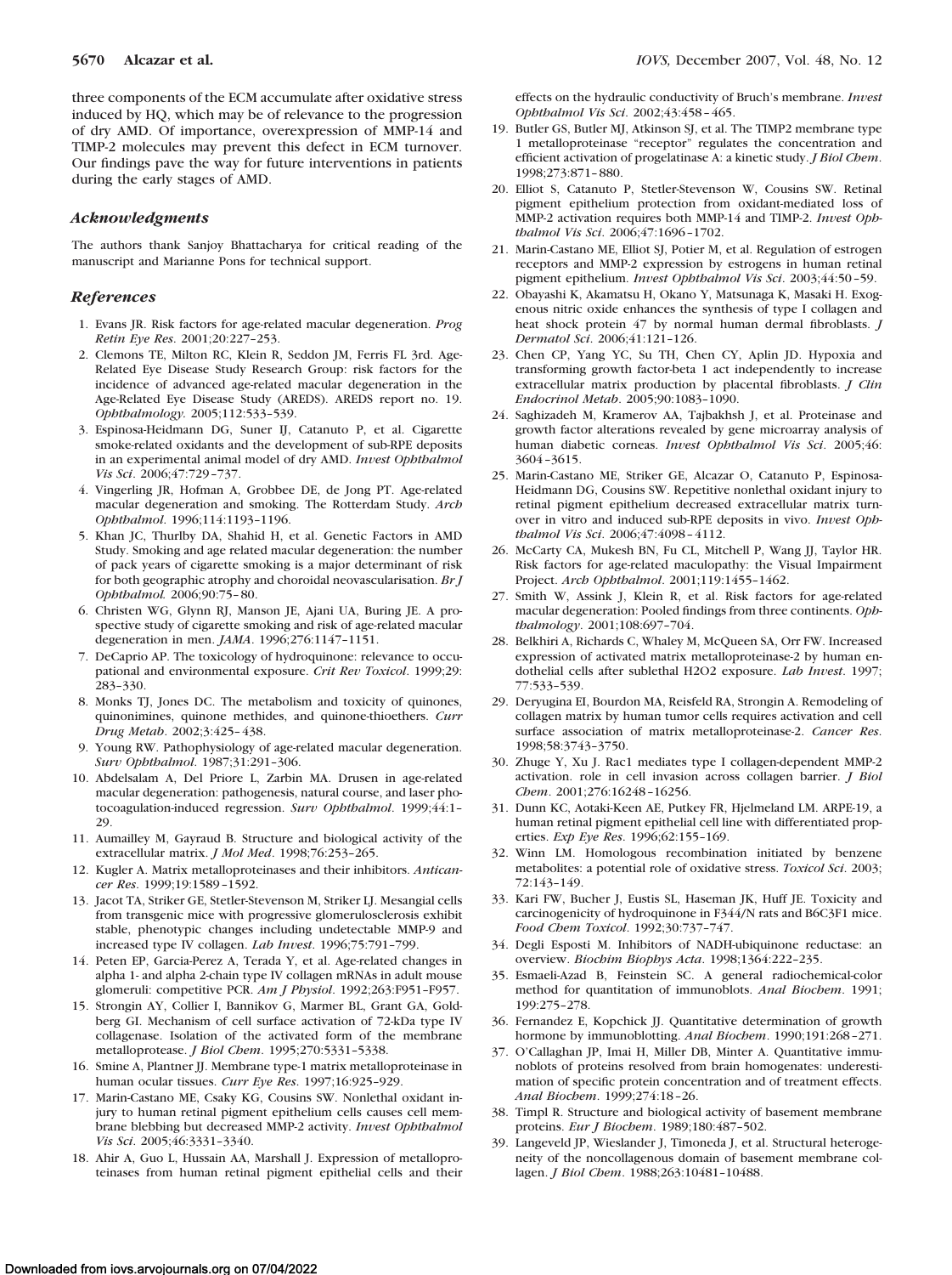three components of the ECM accumulate after oxidative stress induced by HQ, which may be of relevance to the progression of dry AMD. Of importance, overexpression of MMP-14 and TIMP-2 molecules may prevent this defect in ECM turnover. Our findings pave the way for future interventions in patients during the early stages of AMD.

### *Acknowledgments*

The authors thank Sanjoy Bhattacharya for critical reading of the manuscript and Marianne Pons for technical support.

### *References*

1. Evans JR. Risk factors for age-related macular degeneration. *Prog Retin Eye Res*. 2001;20:227–253.
2. Clemons TE, Milton RC, Klein R, Seddon JM, Ferris FL 3rd. Age-Related Eye Disease Study Research Group: risk factors for the incidence of advanced age-related macular degeneration in the Age-Related Eye Disease Study (AREDS). AREDS report no. 19. *Ophthalmology.* 2005;112:533–539.
3. Espinosa-Heidmann DG, Suner IJ, Catanuto P, et al. Cigarette smoke-related oxidants and the development of sub-RPE deposits in an experimental animal model of dry AMD. *Invest Ophthalmol Vis Sci*. 2006;47:729–737.
4. Vingerling JR, Hofman A, Grobbee DE, de Jong PT. Age-related macular degeneration and smoking. The Rotterdam Study. *Arch Ophthalmol*. 1996;114:1193–1196.
5. Khan JC, Thurlby DA, Shahid H, et al. Genetic Factors in AMD Study. Smoking and age related macular degeneration: the number of pack years of cigarette smoking is a major determinant of risk for both geographic atrophy and choroidal neovascularisation. *Br J Ophthalmol.* 2006;90:75–80.
6. Christen WG, Glynn RJ, Manson JE, Ajani UA, Buring JE. A prospective study of cigarette smoking and risk of age-related macular degeneration in men. *JAMA*. 1996;276:1147–1151.
7. DeCaprio AP. The toxicology of hydroquinone: relevance to occupational and environmental exposure. *Crit Rev Toxicol*. 1999;29: 283–330.
8. Monks TJ, Jones DC. The metabolism and toxicity of quinones, quinonimines, quinone methides, and quinone-thioethers. *Curr Drug Metab*. 2002;3:425–438.
9. Young RW. Pathophysiology of age-related macular degeneration. *Surv Ophthalmol*. 1987;31:291–306.
10. Abdelsalam A, Del Priore L, Zarbin MA. Drusen in age-related macular degeneration: pathogenesis, natural course, and laser photocoagulation-induced regression. *Surv Ophthalmol*. 1999;44:1–29.
11. Aumailley M, Gayraud B. Structure and biological activity of the extracellular matrix. *J Mol Med*. 1998;76:253–265.
12. Kugler A. Matrix metalloproteinases and their inhibitors. *Anticancer Res*. 1999;19:1589–1592.
13. Jacot TA, Striker GE, Stetler-Stevenson M, Striker LJ. Mesangial cells from transgenic mice with progressive glomerulosclerosis exhibit stable, phenotypic changes including undetectable MMP-9 and increased type IV collagen. *Lab Invest*. 1996;75:791–799.
14. Peten EP, Garcia-Perez A, Terada Y, et al. Age-related changes in alpha 1- and alpha 2-chain type IV collagen mRNAs in adult mouse glomeruli: competitive PCR. *Am J Physiol*. 1992;263:F951–F957.
15. Strongin AY, Collier I, Bannikov G, Marmer BL, Grant GA, Goldberg GI. Mechanism of cell surface activation of 72-kDa type IV collagenase. Isolation of the activated form of the membrane metalloprotease. *J Biol Chem*. 1995;270:5331–5338.
16. Smine A, Plantner JJ. Membrane type-1 matrix metalloproteinase in human ocular tissues. *Curr Eye Res*. 1997;16:925–929.
17. Marin-Castano ME, Csaky KG, Cousins SW. Nonlethal oxidant injury to human retinal pigment epithelium cells causes cell membrane blebbing but decreased MMP-2 activity. *Invest Ophthalmol Vis Sci*. 2005;46:3331–3340.
18. Ahir A, Guo L, Hussain AA, Marshall J. Expression of metalloproteinases from human retinal pigment epithelial cells and their effects on the hydraulic conductivity of Bruch's membrane. *Invest Ophthalmol Vis Sci*. 2002;43:458–465.
19. Butler GS, Butler MJ, Atkinson SJ, et al. The TIMP2 membrane type 1 metalloproteinase "receptor" regulates the concentration and efficient activation of progelatinase A: a kinetic study. *J Biol Chem*. 1998;273:871–880.
20. Elliot S, Catanuto P, Stetler-Stevenson W, Cousins SW. Retinal pigment epithelium protection from oxidant-mediated loss of MMP-2 activation requires both MMP-14 and TIMP-2. *Invest Ophthalmol Vis Sci*. 2006;47:1696–1702.
21. Marin-Castano ME, Elliot SJ, Potier M, et al. Regulation of estrogen receptors and MMP-2 expression by estrogens in human retinal pigment epithelium. *Invest Ophthalmol Vis Sci*. 2003;44:50–59.
22. Obayashi K, Akamatsu H, Okano Y, Matsunaga K, Masaki H. Exogenous nitric oxide enhances the synthesis of type I collagen and heat shock protein 47 by normal human dermal fibroblasts. *J Dermatol Sci*. 2006;41:121–126.
23. Chen CP, Yang YC, Su TH, Chen CY, Aplin JD. Hypoxia and transforming growth factor-beta 1 act independently to increase extracellular matrix production by placental fibroblasts. *J Clin Endocrinol Metab*. 2005;90:1083–1090.
24. Saghizadeh M, Kramerov AA, Tajbakhsh J, et al. Proteinase and growth factor alterations revealed by gene microarray analysis of human diabetic corneas. *Invest Ophthalmol Vis Sci*. 2005;46: 3604–3615.
25. Marin-Castano ME, Striker GE, Alcazar O, Catanuto P, Espinosa-Heidmann DG, Cousins SW. Repetitive nonlethal oxidant injury to retinal pigment epithelium decreased extracellular matrix turnover in vitro and induced sub-RPE deposits in vivo. *Invest Ophthalmol Vis Sci*. 2006;47:4098–4112.
26. McCarty CA, Mukesh BN, Fu CL, Mitchell P, Wang JJ, Taylor HR. Risk factors for age-related maculopathy: the Visual Impairment Project. *Arch Ophthalmol*. 2001;119:1455–1462.
27. Smith W, Assink J, Klein R, et al. Risk factors for age-related macular degeneration: Pooled findings from three continents. *Ophthalmology*. 2001;108:697–704.
28. Belkhiri A, Richards C, Whaley M, McQueen SA, Orr FW. Increased expression of activated matrix metalloproteinase-2 by human endothelial cells after sublethal H2O2 exposure. *Lab Invest*. 1997; 77:533–539.
29. Deryugina EI, Bourdon MA, Reisfeld RA, Strongin A. Remodeling of collagen matrix by human tumor cells requires activation and cell surface association of matrix metalloproteinase-2. *Cancer Res*. 1998;58:3743–3750.
30. Zhuge Y, Xu J. Rac1 mediates type I collagen-dependent MMP-2 activation. role in cell invasion across collagen barrier. *J Biol Chem*. 2001;276:16248–16256.
31. Dunn KC, Aotaki-Keen AE, Putkey FR, Hjelmeland LM. ARPE-19, a human retinal pigment epithelial cell line with differentiated properties. *Exp Eye Res*. 1996;62:155–169.
32. Winn LM. Homologous recombination initiated by benzene metabolites: a potential role of oxidative stress. *Toxicol Sci*. 2003; 72:143–149.
33. Kari FW, Bucher J, Eustis SL, Haseman JK, Huff JE. Toxicity and carcinogenicity of hydroquinone in F344/N rats and B6C3F1 mice. *Food Chem Toxicol*. 1992;30:737–747.
34. Degli Esposti M. Inhibitors of NADH-ubiquinone reductase: an overview. *Biochim Biophys Acta*. 1998;1364:222–235.
35. Esmaeli-Azad B, Feinstein SC. A general radiochemical-color method for quantitation of immunoblots. *Anal Biochem*. 1991; 199:275–278.
36. Fernandez E, Kopchick JJ. Quantitative determination of growth hormone by immunoblotting. *Anal Biochem*. 1990;191:268–271.
37. O'Callaghan JP, Imai H, Miller DB, Minter A. Quantitative immunoblots of proteins resolved from brain homogenates: underestimation of specific protein concentration and of treatment effects. *Anal Biochem*. 1999;274:18–26.
38. Timpl R. Structure and biological activity of basement membrane proteins. *Eur J Biochem*. 1989;180:487–502.
39. Langeveld JP, Wieslander J, Timoneda J, et al. Structural heterogeneity of the noncollagenous domain of basement membrane collagen. *J Biol Chem*. 1988;263:10481–10488.